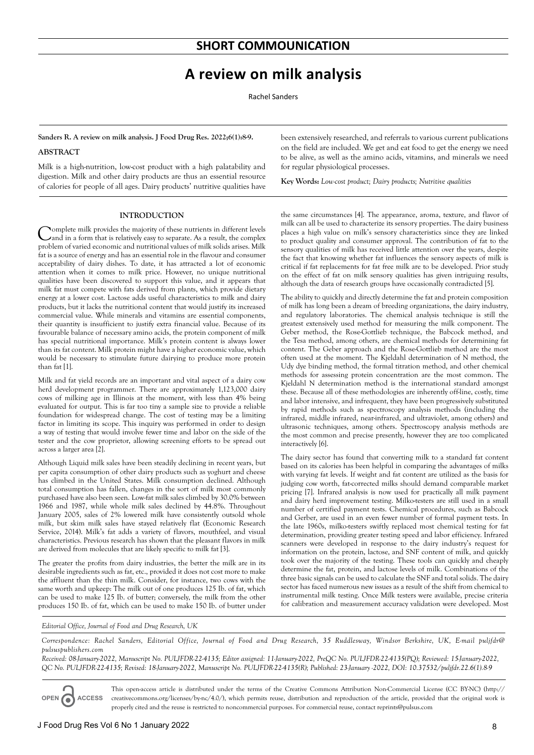## SHORT COMMOUNICATION

# A review on milk analysis

Rachel Sanders

**Sanders R. A review on milk analysis. J Food Drug Res. 2022;6(1):8-9.**

### ABSTRACT

Milk is a high-nutrition, low-cost product with a high palatability and digestion. Milk and other dairy products are thus an essential resource of calories for people of all ages. Dairy products' nutritive qualities have been extensively researched, and referrals to various current publications on the field are included. We get and eat food to get the energy we need to be alive, as well as the amino acids, vitamins, and minerals we need for regular physiological processes.

**Key Words:** *Low-cost product; Dairy products; Nutritive qualities*

## INTRODUCTION

Complete milk provides the majority of these nutrients in different levels and in a form that is relatively easy to separate. As a result, the complex problem of varied economic and nutritional values of milk solids arises. Milk fat is a source of energy and has an essential role in the flavour and consumer acceptability of dairy dishes. To date, it has attracted a lot of economic attention when it comes to milk price. However, no unique nutritional qualities have been discovered to support this value, and it appears that milk fat must compete with fats derived from plants, which provide dietary energy at a lower cost. Lactose adds useful characteristics to milk and dairy products, but it lacks the nutritional content that would justify its increased commercial value. While minerals and vitamins are essential components, their quantity is insufficient to justify extra financial value. Because of its favourable balance of necessary amino acids, the protein component of milk has special nutritional importance. Milk's protein content is always lower than its fat content. Milk protein might have a higher economic value, which would be necessary to stimulate future dairying to produce more protein than fat [1].

Milk and fat yield records are an important and vital aspect of a dairy cow herd development programmer. There are approximately 1,123,000 dairy cows of milking age in Illinois at the moment, with less than 4% being evaluated for output. This is far too tiny a sample size to provide a reliable foundation for widespread change. The cost of testing may be a limiting factor in limiting its scope. This inquiry was performed in order to design a way of testing that would involve fewer time and labor on the side of the tester and the cow proprietor, allowing screening efforts to be spread out across a larger area [2].

Although Liquid milk sales have been steadily declining in recent years, but per capita consumption of other dairy products such as yoghurt and cheese has climbed in the United States. Milk consumption declined. Although total consumption has fallen, changes in the sort of milk most commonly purchased have also been seen. Low-fat milk sales climbed by 30.0% between 1966 and 1987, while whole milk sales declined by 44.8%. Throughout January 2005, sales of 2% lowered milk have consistently outsold whole milk, but skim milk sales have stayed relatively flat (Economic Research Service, 2014). Milk's fat adds a variety of flavors, mouthfeel, and visual characteristics. Previous research has shown that the pleasant flavors in milk are derived from molecules that are likely specific to milk fat [3].

The greater the profits from dairy industries, the better the milk are in its desirable ingredients such as fat, etc., provided it does not cost more to make the affluent than the thin milk. Consider, for instance, two cows with the same worth and upkeep: The milk out of one produces 125 Ib. of fat, which can be used to make 125 Ib. of butter; conversely, the milk from the other produces 150 Ib. of fat, which can be used to make 150 Ib. of butter under the same circumstances [4]. The appearance, aroma, texture, and flavor of milk can all be used to characterize its sensory properties. The dairy business places a high value on milk's sensory characteristics since they are linked to product quality and consumer approval. The contribution of fat to the sensory qualities of milk has received little attention over the years, despite the fact that knowing whether fat influences the sensory aspects of milk is critical if fat replacements for fat free milk are to be developed. Prior study on the effect of fat on milk sensory qualities has given intriguing results, although the data of research groups have occasionally contradicted [5].

The ability to quickly and directly determine the fat and protein composition of milk has long been a dream of breeding organizations, the dairy industry, and regulatory laboratories. The chemical analysis technique is still the greatest extensively used method for measuring the milk component. The Geber method, the Rose-Gottlieb technique, the Babcock method, and the Tesa method, among others, are chemical methods for determining fat content. The Geber approach and the Rose-Gottlieb method are the most often used at the moment. The Kjeldahl determination of N method, the Udy dye binding method, the formal titration method, and other chemical methods for assessing protein concentration are the most common. The Kjeldahl N determination method is the international standard amongst these. Because all of these methodologies are inherently off-line, costly, time and labor intensive, and infrequent, they have been progressively substituted by rapid methods such as spectroscopy analysis methods (including the infrared, middle infrared, near-infrared, and ultraviolet, among others) and ultrasonic techniques, among others. Spectroscopy analysis methods are the most common and precise presently, however they are too complicated interactively [6].

The dairy sector has found that converting milk to a standard fat content based on its calories has been helpful in comparing the advantages of milks with varying fat levels. If weight and fat content are utilized as the basis for judging cow worth, fat-corrected milks should demand comparable market pricing [7]. Infrared analysis is now used for practically all milk payment and dairy herd improvement testing. Milko-testers are still used in a small number of certified payment tests. Chemical procedures, such as Babcock and Gerber, are used in an even fewer number of formal payment tests. In the late 1960s, milko-testers swiftly replaced most chemical testing for fat determination, providing greater testing speed and labor efficiency. Infrared scanners were developed in response to the dairy industry's request for information on the protein, lactose, and SNF content of milk, and quickly took over the majority of the testing. These tools can quickly and cheaply determine the fat, protein, and lactose levels of milk. Combinations of the three basic signals can be used to calculate the SNF and total solids. The dairy sector has faced numerous new issues as a result of the shift from chemical to instrumental milk testing. Once Milk testers were available, precise criteria for calibration and measurement accuracy validation were developed. Most

*Editorial Office, Journal of Food and Drug Research, UK*

*Correspondence: Rachel Sanders, Editorial Office, Journal of Food and Drug Research, 35 Ruddlesway, Windsor Berkshire, UK, E-mail puljfdr@pulsuspublishers.com*

*Received: 08-January-2022, Manuscript No. PULJFDR-22-4135; Editor assigned: 11-January-2022, PreQC No. PULJFDR-22-4135(PQ); Reviewed: 15-January-2022, QC No. PULJFDR-22-4135; Revised: 18-January-2022, Manuscript No. PULJFDR-22-4135(R); Published: 23-January -2022, DOI: 10.37532/puljfdr.22.6(1).8-9*

OPEN ACCESS

This open-access article is distributed under the terms of the Creative Commons Attribution Non-Commercial License (CC BY-NC) (http://creativecommons.org/licenses/by-nc/4.0/), which permits reuse, distribution and reproduction of the article, provided that the original work is properly cited and the reuse is restricted to noncommercial purposes. For commercial reuse, contact reprints@pulsus.com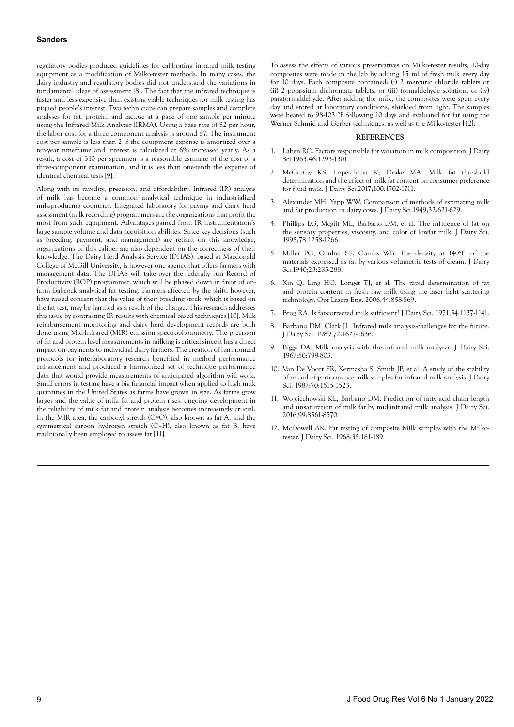regulatory bodies produced guidelines for calibrating infrared milk testing equipment as a modification of Milko-tester methods. In many cases, the dairy industry and regulatory bodies did not understand the variations in fundamental ideas of assessment [8]. The fact that the infrared technique is faster and less expensive than existing viable techniques for milk testing has piqued people's interest. Two technicians can prepare samples and complete analyses for fat, protein, and lactose at a pace of one sample per minute using the Infrared Milk Analyzer (IRMA). Using a base rate of $2 per hour, the labor cost for a three component analysis is around $7. The instrument cost per sample is less than 2 if the equipment expense is amortized over a ten-year timeframe and interest is calculated at 6% increased yearly. As a result, a cost of $10 per specimen is a reasonable estimate of the cost of a three-component examination, and it is less than one-tenth the expense of identical chemical tests [9].

Along with its rapidity, precision, and affordability, Infrared (IR) analysis of milk has become a common analytical technique in industrialized milk-producing countries. Integrated laboratory for paying and dairy herd assessment (milk recording) programmers are the organizations that profit the most from such equipment. Advantages gained from IR instrumentation's large sample volume and data acquisition abilities. Since key decisions (such as breeding, payment, and management) are reliant on this knowledge, organizations of this caliber are also dependent on the correctness of their knowledge. The Dairy Herd Analysis Service (DHAS), based at Macdonald College of McGill University, is however one agency that offers farmers with management data. The DHAS will take over the federally run Record of Productivity (ROP) programmer, which will be phased down in favor of on-farm Babcock analytical fat testing. Farmers affected by the shift, however, have raised concern that the value of their breeding stock, which is based on the fat test, may be harmed as a result of the change. This research addresses this issue by contrasting IR results with chemical based techniques [10]. Milk reimbursement monitoring and dairy herd development records are both done using Mid-Infrared (MIR) emission spectrophotometry. The precision of fat and protein level measurements in milking is critical since it has a direct impact on payments to individual dairy farmers. The creation of harmonized protocols for interlaboratory research benefited in method performance enhancement and produced a harmonized set of technique performance data that would provide measurements of anticipated algorithm will work. Small errors in testing have a big financial impact when applied to high milk quantities in the United States as farms have grown in size. As farms grow larger and the value of milk fat and protein rises, ongoing development in the reliability of milk fat and protein analysis becomes increasingly crucial. In the MIR area, the carbonyl stretch (C=O), also known as fat A, and the symmetrical carbon hydrogen stretch (C–H), also known as fat B, have traditionally been employed to assess fat [11].

To assess the effects of various preservatives on Milko-tester results, 10-day composites were made in the lab by adding 15 ml of fresh milk every day for 10 days. Each composite contained: (i) 2 mercuric chloride tablets or (ii) 2 potassium dichromate tablets, or (iii) formaldehyde solution, or (iv) paraformaldehyde. After adding the milk, the composites were spun every day and stored at laboratory conditions, shielded from light. The samples were heated to 98-103 °F following 10 days and evaluated for fat using the Werner Schmid and Gerber techniques, as well as the Milko-tester [12].

## REFERENCES

1. Laben RC. Factors responsible for variation in milk composition. J Dairy Sci.1963;46:1293-1301.
2. McCarthy KS, Lopetcharat K, Drake MA. Milk fat threshold determination and the effect of milk fat content on consumer preference for fluid milk. J Dairy Sci.2017;100:1702-1711.
3. Alexander MH, Yapp WW. Comparison of methods of estimating milk and fat production in dairy cows. J Dairy Sci.1949;32:621-629.
4. Phillips LG, Mcgiff ML, Barbano DM, et al. The influence of fat on the sensory properties, viscosity, and color of lowfat milk. J Dairy Sci. 1995;78:1258-1266.
5. Miller PG, Coulter ST, Combs WB. The density at 140°F. of the materials expressed as fat by various volumetric tests of cream. J Dairy Sci.1940;23:285-288.
6. Xin Q, Ling HG, Longet TJ, et al. The rapid determination of fat and protein content in fresh raw milk using the laser light scattering technology. Opt Lasers Eng. 2006;44:858-869.
7. Brog RA. Is fat-corrected milk sufficient? J Dairy Sci. 1971;54:1137-1141.
8. Barbano DM, Clark JL. Infrared milk analysis-challenges for the future. J Dairy Sci. 1989;72:1627-1636.
9. Biggs DA. Milk analysis with the infrared milk analyzer. J Dairy Sci. 1967;50:799-803.
10. Van De Voort FR, Kermasha S, Smith JP, et al. A study of the stability of record of performance milk samples for infrared milk analysis. J Dairy Sci. 1987;70:1515-1523.
11. Wojciechowski KL, Barbano DM. Prediction of fatty acid chain length and unsaturation of milk fat by mid-infrared milk analysis. J Dairy Sci. 2016;99:8561-8570.
12. McDowell AK. Fat testing of composite Milk samples with the Milko-tester. J Dairy Sci. 1968;35:181-189.